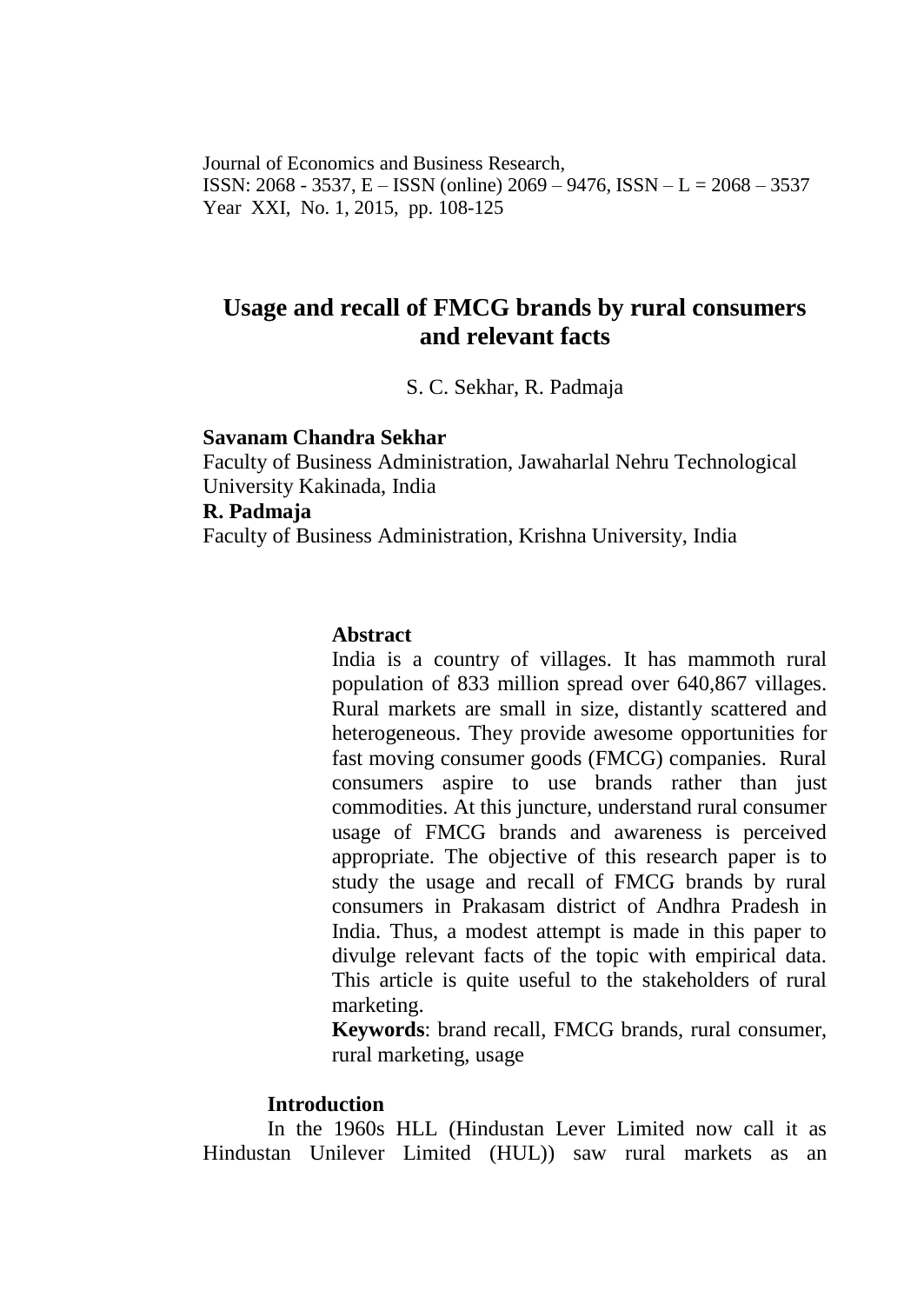Journal of Economics and Business Research,
ISSN: 2068 - 3537, E – ISSN (online) 2069 – 9476, ISSN – L = 2068 – 3537
Year XXI, No. 1, 2015, pp. 108-125

# Usage and recall of FMCG brands by rural consumers and relevant facts

S. C. Sekhar, R. Padmaja

**Savanam Chandra Sekhar**
Faculty of Business Administration, Jawaharlal Nehru Technological University Kakinada, India
**R. Padmaja**
Faculty of Business Administration, Krishna University, India

**Abstract**

India is a country of villages. It has mammoth rural population of 833 million spread over 640,867 villages. Rural markets are small in size, distantly scattered and heterogeneous. They provide awesome opportunities for fast moving consumer goods (FMCG) companies. Rural consumers aspire to use brands rather than just commodities. At this juncture, understand rural consumer usage of FMCG brands and awareness is perceived appropriate. The objective of this research paper is to study the usage and recall of FMCG brands by rural consumers in Prakasam district of Andhra Pradesh in India. Thus, a modest attempt is made in this paper to divulge relevant facts of the topic with empirical data. This article is quite useful to the stakeholders of rural marketing.

**Keywords**: brand recall, FMCG brands, rural consumer, rural marketing, usage

## Introduction

In the 1960s HLL (Hindustan Lever Limited now call it as Hindustan Unilever Limited (HUL)) saw rural markets as an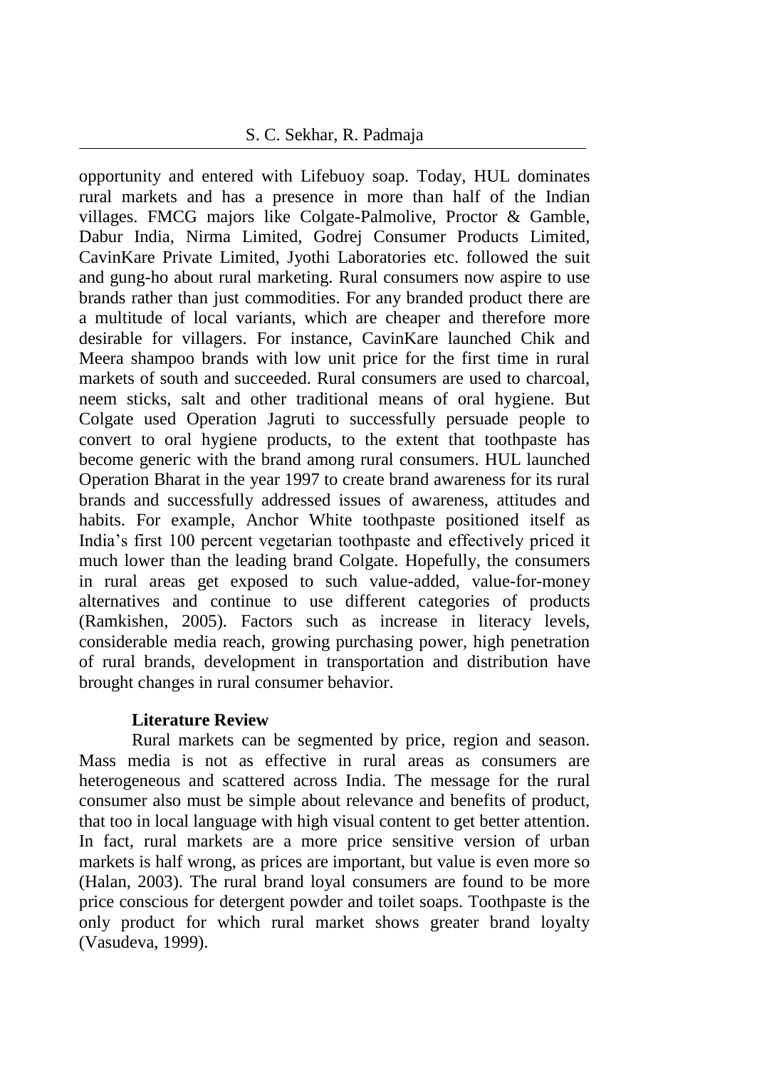opportunity and entered with Lifebuoy soap. Today, HUL dominates rural markets and has a presence in more than half of the Indian villages. FMCG majors like Colgate-Palmolive, Proctor & Gamble, Dabur India, Nirma Limited, Godrej Consumer Products Limited, CavinKare Private Limited, Jyothi Laboratories etc. followed the suit and gung-ho about rural marketing. Rural consumers now aspire to use brands rather than just commodities. For any branded product there are a multitude of local variants, which are cheaper and therefore more desirable for villagers. For instance, CavinKare launched Chik and Meera shampoo brands with low unit price for the first time in rural markets of south and succeeded. Rural consumers are used to charcoal, neem sticks, salt and other traditional means of oral hygiene. But Colgate used Operation Jagruti to successfully persuade people to convert to oral hygiene products, to the extent that toothpaste has become generic with the brand among rural consumers. HUL launched Operation Bharat in the year 1997 to create brand awareness for its rural brands and successfully addressed issues of awareness, attitudes and habits. For example, Anchor White toothpaste positioned itself as India's first 100 percent vegetarian toothpaste and effectively priced it much lower than the leading brand Colgate. Hopefully, the consumers in rural areas get exposed to such value-added, value-for-money alternatives and continue to use different categories of products (Ramkishen, 2005). Factors such as increase in literacy levels, considerable media reach, growing purchasing power, high penetration of rural brands, development in transportation and distribution have brought changes in rural consumer behavior.

## Literature Review

Rural markets can be segmented by price, region and season. Mass media is not as effective in rural areas as consumers are heterogeneous and scattered across India. The message for the rural consumer also must be simple about relevance and benefits of product, that too in local language with high visual content to get better attention. In fact, rural markets are a more price sensitive version of urban markets is half wrong, as prices are important, but value is even more so (Halan, 2003). The rural brand loyal consumers are found to be more price conscious for detergent powder and toilet soaps. Toothpaste is the only product for which rural market shows greater brand loyalty (Vasudeva, 1999).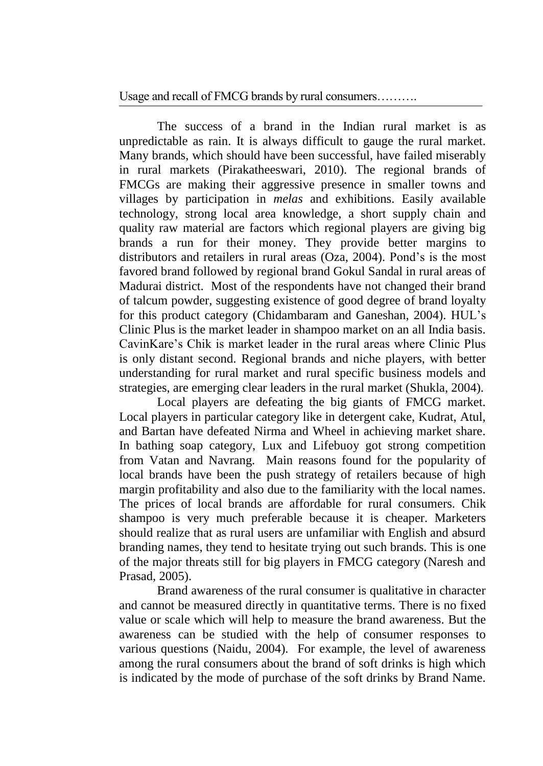The success of a brand in the Indian rural market is as unpredictable as rain. It is always difficult to gauge the rural market. Many brands, which should have been successful, have failed miserably in rural markets (Pirakatheeswari, 2010). The regional brands of FMCGs are making their aggressive presence in smaller towns and villages by participation in *melas* and exhibitions. Easily available technology, strong local area knowledge, a short supply chain and quality raw material are factors which regional players are giving big brands a run for their money. They provide better margins to distributors and retailers in rural areas (Oza, 2004). Pond's is the most favored brand followed by regional brand Gokul Sandal in rural areas of Madurai district. Most of the respondents have not changed their brand of talcum powder, suggesting existence of good degree of brand loyalty for this product category (Chidambaram and Ganeshan, 2004). HUL's Clinic Plus is the market leader in shampoo market on an all India basis. CavinKare's Chik is market leader in the rural areas where Clinic Plus is only distant second. Regional brands and niche players, with better understanding for rural market and rural specific business models and strategies, are emerging clear leaders in the rural market (Shukla, 2004).

Local players are defeating the big giants of FMCG market. Local players in particular category like in detergent cake, Kudrat, Atul, and Bartan have defeated Nirma and Wheel in achieving market share. In bathing soap category, Lux and Lifebuoy got strong competition from Vatan and Navrang. Main reasons found for the popularity of local brands have been the push strategy of retailers because of high margin profitability and also due to the familiarity with the local names. The prices of local brands are affordable for rural consumers. Chik shampoo is very much preferable because it is cheaper. Marketers should realize that as rural users are unfamiliar with English and absurd branding names, they tend to hesitate trying out such brands. This is one of the major threats still for big players in FMCG category (Naresh and Prasad, 2005).

Brand awareness of the rural consumer is qualitative in character and cannot be measured directly in quantitative terms. There is no fixed value or scale which will help to measure the brand awareness. But the awareness can be studied with the help of consumer responses to various questions (Naidu, 2004). For example, the level of awareness among the rural consumers about the brand of soft drinks is high which is indicated by the mode of purchase of the soft drinks by Brand Name.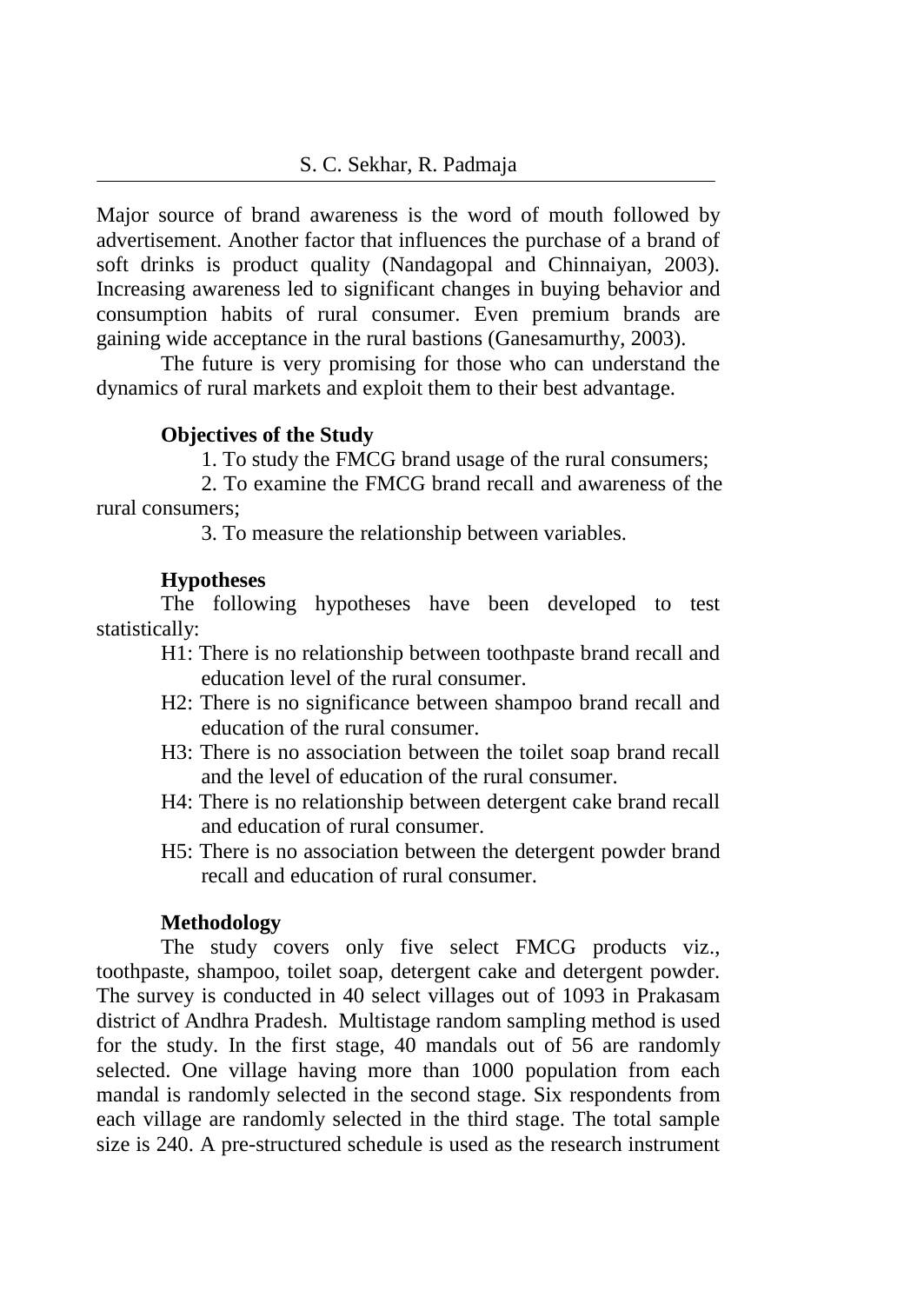Major source of brand awareness is the word of mouth followed by advertisement. Another factor that influences the purchase of a brand of soft drinks is product quality (Nandagopal and Chinnaiyan, 2003). Increasing awareness led to significant changes in buying behavior and consumption habits of rural consumer. Even premium brands are gaining wide acceptance in the rural bastions (Ganesamurthy, 2003).

The future is very promising for those who can understand the dynamics of rural markets and exploit them to their best advantage.

### Objectives of the Study

1. To study the FMCG brand usage of the rural consumers;
2. To examine the FMCG brand recall and awareness of the rural consumers;
3. To measure the relationship between variables.

### Hypotheses

The following hypotheses have been developed to test statistically:

- H1: There is no relationship between toothpaste brand recall and education level of the rural consumer.
- H2: There is no significance between shampoo brand recall and education of the rural consumer.
- H3: There is no association between the toilet soap brand recall and the level of education of the rural consumer.
- H4: There is no relationship between detergent cake brand recall and education of rural consumer.
- H5: There is no association between the detergent powder brand recall and education of rural consumer.

### Methodology

The study covers only five select FMCG products viz., toothpaste, shampoo, toilet soap, detergent cake and detergent powder. The survey is conducted in 40 select villages out of 1093 in Prakasam district of Andhra Pradesh. Multistage random sampling method is used for the study. In the first stage, 40 mandals out of 56 are randomly selected. One village having more than 1000 population from each mandal is randomly selected in the second stage. Six respondents from each village are randomly selected in the third stage. The total sample size is 240. A pre-structured schedule is used as the research instrument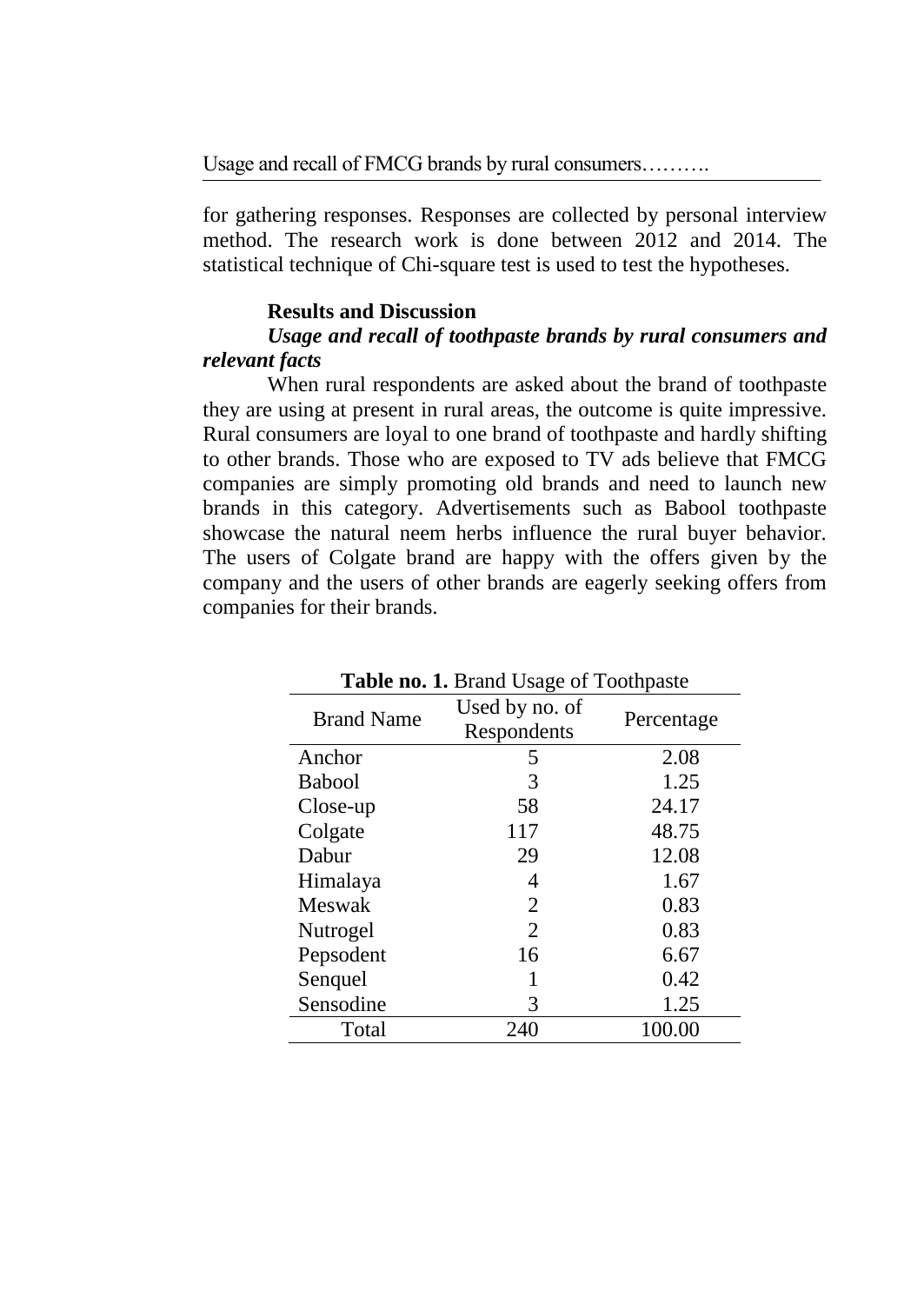for gathering responses. Responses are collected by personal interview method. The research work is done between 2012 and 2014. The statistical technique of Chi-square test is used to test the hypotheses.

## Results and Discussion

### *Usage and recall of toothpaste brands by rural consumers and relevant facts*

When rural respondents are asked about the brand of toothpaste they are using at present in rural areas, the outcome is quite impressive. Rural consumers are loyal to one brand of toothpaste and hardly shifting to other brands. Those who are exposed to TV ads believe that FMCG companies are simply promoting old brands and need to launch new brands in this category. Advertisements such as Babool toothpaste showcase the natural neem herbs influence the rural buyer behavior. The users of Colgate brand are happy with the offers given by the company and the users of other brands are eagerly seeking offers from companies for their brands.

**Table no. 1.** Brand Usage of Toothpaste

| Brand Name | Used by no. of Respondents | Percentage |
|---|---|---|
| Anchor | 5 | 2.08 |
| Babool | 3 | 1.25 |
| Close-up | 58 | 24.17 |
| Colgate | 117 | 48.75 |
| Dabur | 29 | 12.08 |
| Himalaya | 4 | 1.67 |
| Meswak | 2 | 0.83 |
| Nutrogel | 2 | 0.83 |
| Pepsodent | 16 | 6.67 |
| Senquel | 1 | 0.42 |
| Sensodine | 3 | 1.25 |
| Total | 240 | 100.00 |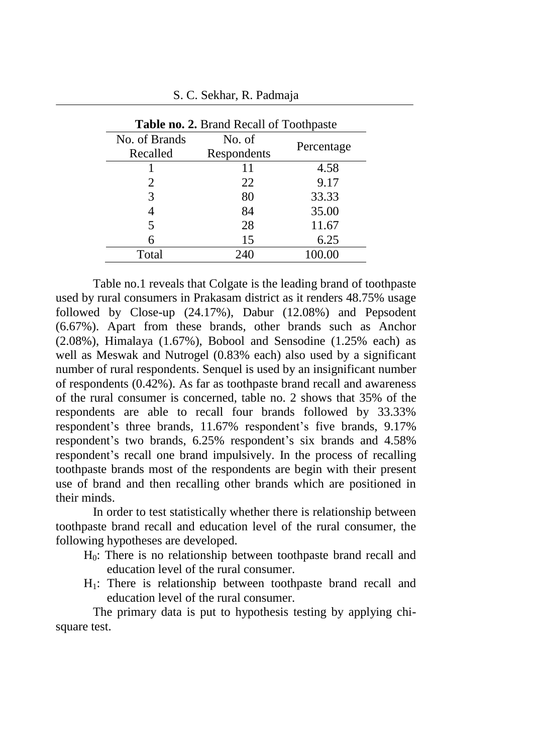**Table no. 2.** Brand Recall of Toothpaste

| No. of Brands Recalled | No. of Respondents | Percentage |
|---|---|---|
| 1 | 11 | 4.58 |
| 2 | 22 | 9.17 |
| 3 | 80 | 33.33 |
| 4 | 84 | 35.00 |
| 5 | 28 | 11.67 |
| 6 | 15 | 6.25 |
| Total | 240 | 100.00 |

Table no.1 reveals that Colgate is the leading brand of toothpaste used by rural consumers in Prakasam district as it renders 48.75% usage followed by Close-up (24.17%), Dabur (12.08%) and Pepsodent (6.67%). Apart from these brands, other brands such as Anchor (2.08%), Himalaya (1.67%), Bobool and Sensodine (1.25% each) as well as Meswak and Nutrogel (0.83% each) also used by a significant number of rural respondents. Senquel is used by an insignificant number of respondents (0.42%). As far as toothpaste brand recall and awareness of the rural consumer is concerned, table no. 2 shows that 35% of the respondents are able to recall four brands followed by 33.33% respondent's three brands, 11.67% respondent's five brands, 9.17% respondent's two brands, 6.25% respondent's six brands and 4.58% respondent's recall one brand impulsively. In the process of recalling toothpaste brands most of the respondents are begin with their present use of brand and then recalling other brands which are positioned in their minds.

In order to test statistically whether there is relationship between toothpaste brand recall and education level of the rural consumer, the following hypotheses are developed.

- $H_0$: There is no relationship between toothpaste brand recall and education level of the rural consumer.
- $H_1$: There is relationship between toothpaste brand recall and education level of the rural consumer.

The primary data is put to hypothesis testing by applying chi-square test.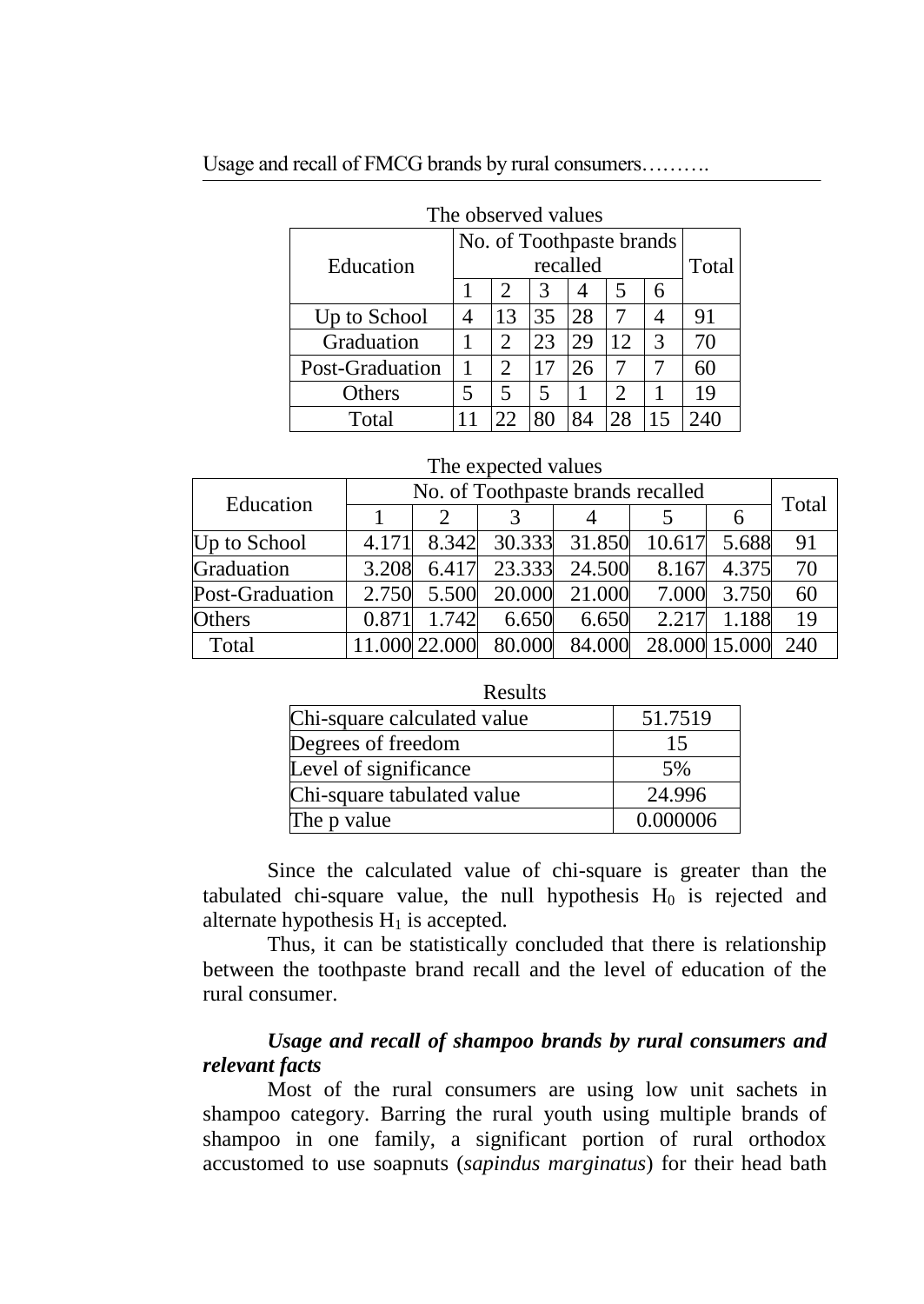The observed values

| Education | No. of Toothpaste brands recalled | | | | | | Total |
|---|---|---|---|---|---|---|---|
| | 1 | 2 | 3 | 4 | 5 | 6 | |
| Up to School | 4 | 13 | 35 | 28 | 7 | 4 | 91 |
| Graduation | 1 | 2 | 23 | 29 | 12 | 3 | 70 |
| Post-Graduation | 1 | 2 | 17 | 26 | 7 | 7 | 60 |
| Others | 5 | 5 | 5 | 1 | 2 | 1 | 19 |
| Total | 11 | 22 | 80 | 84 | 28 | 15 | 240 |

The expected values

| Education | No. of Toothpaste brands recalled | | | | | | Total |
|---|---|---|---|---|---|---|---|
| | 1 | 2 | 3 | 4 | 5 | 6 | |
| Up to School | 4.171 | 8.342 | 30.333 | 31.850 | 10.617 | 5.688 | 91 |
| Graduation | 3.208 | 6.417 | 23.333 | 24.500 | 8.167 | 4.375 | 70 |
| Post-Graduation | 2.750 | 5.500 | 20.000 | 21.000 | 7.000 | 3.750 | 60 |
| Others | 0.871 | 1.742 | 6.650 | 6.650 | 2.217 | 1.188 | 19 |
| Total | 11.000 | 22.000 | 80.000 | 84.000 | 28.000 | 15.000 | 240 |

Results

| | |
|---|---|
| Chi-square calculated value | 51.7519 |
| Degrees of freedom | 15 |
| Level of significance | 5% |
| Chi-square tabulated value | 24.996 |
| The p value | 0.000006 |

Since the calculated value of chi-square is greater than the tabulated chi-square value, the null hypothesis $H_0$ is rejected and alternate hypothesis $H_1$ is accepted.

Thus, it can be statistically concluded that there is relationship between the toothpaste brand recall and the level of education of the rural consumer.

***Usage and recall of shampoo brands by rural consumers and relevant facts***

Most of the rural consumers are using low unit sachets in shampoo category. Barring the rural youth using multiple brands of shampoo in one family, a significant portion of rural orthodox accustomed to use soapnuts (*sapindus marginatus*) for their head bath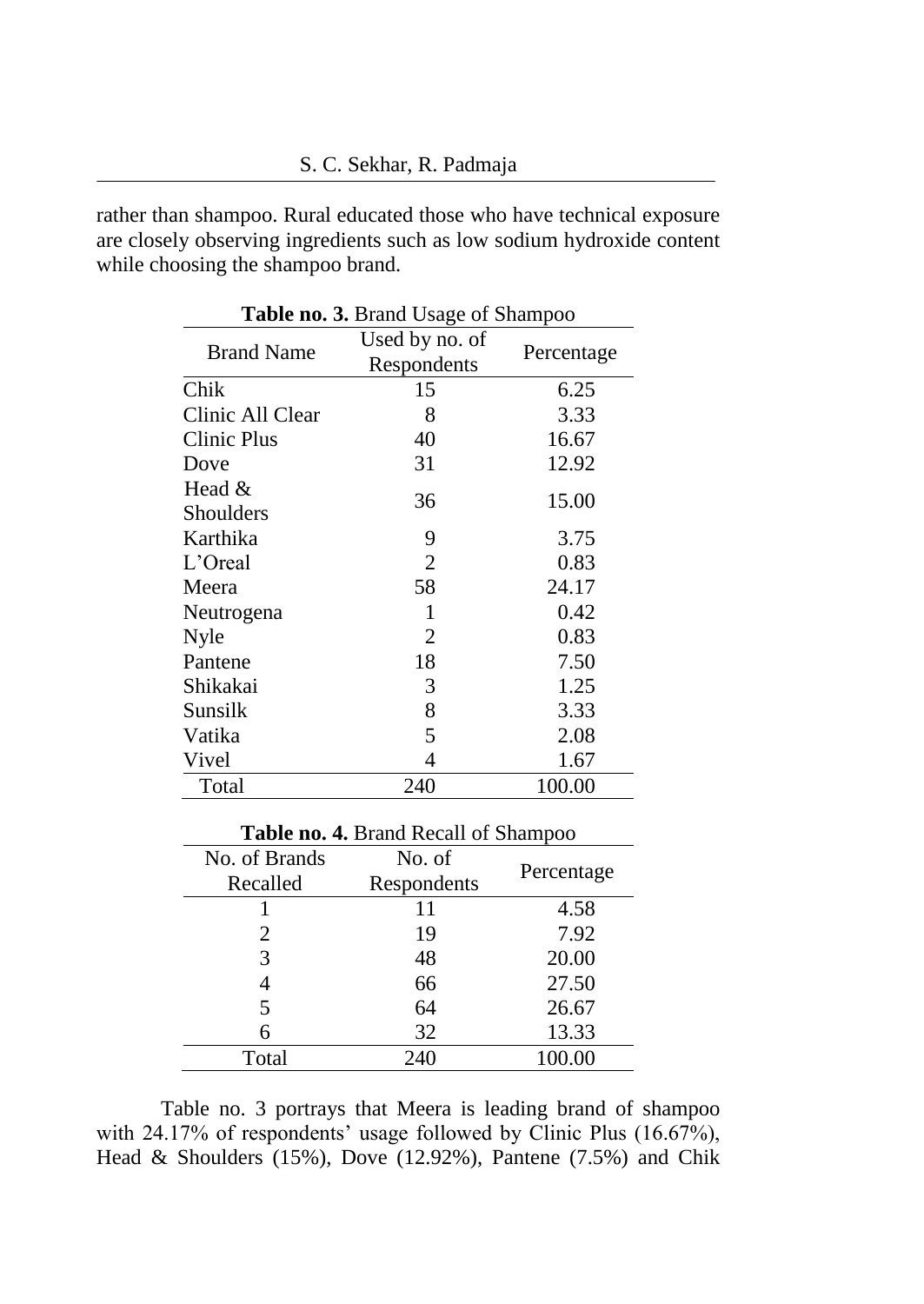rather than shampoo. Rural educated those who have technical exposure are closely observing ingredients such as low sodium hydroxide content while choosing the shampoo brand.

**Table no. 3.** Brand Usage of Shampoo

| Brand Name | Used by no. of Respondents | Percentage |
|---|---|---|
| Chik | 15 | 6.25 |
| Clinic All Clear | 8 | 3.33 |
| Clinic Plus | 40 | 16.67 |
| Dove | 31 | 12.92 |
| Head & Shoulders | 36 | 15.00 |
| Karthika | 9 | 3.75 |
| L'Oreal | 2 | 0.83 |
| Meera | 58 | 24.17 |
| Neutrogena | 1 | 0.42 |
| Nyle | 2 | 0.83 |
| Pantene | 18 | 7.50 |
| Shikakai | 3 | 1.25 |
| Sunsilk | 8 | 3.33 |
| Vatika | 5 | 2.08 |
| Vivel | 4 | 1.67 |
| Total | 240 | 100.00 |

**Table no. 4.** Brand Recall of Shampoo

| No. of Brands Recalled | No. of Respondents | Percentage |
|---|---|---|
| 1 | 11 | 4.58 |
| 2 | 19 | 7.92 |
| 3 | 48 | 20.00 |
| 4 | 66 | 27.50 |
| 5 | 64 | 26.67 |
| 6 | 32 | 13.33 |
| Total | 240 | 100.00 |

Table no. 3 portrays that Meera is leading brand of shampoo with 24.17% of respondents' usage followed by Clinic Plus (16.67%), Head & Shoulders (15%), Dove (12.92%), Pantene (7.5%) and Chik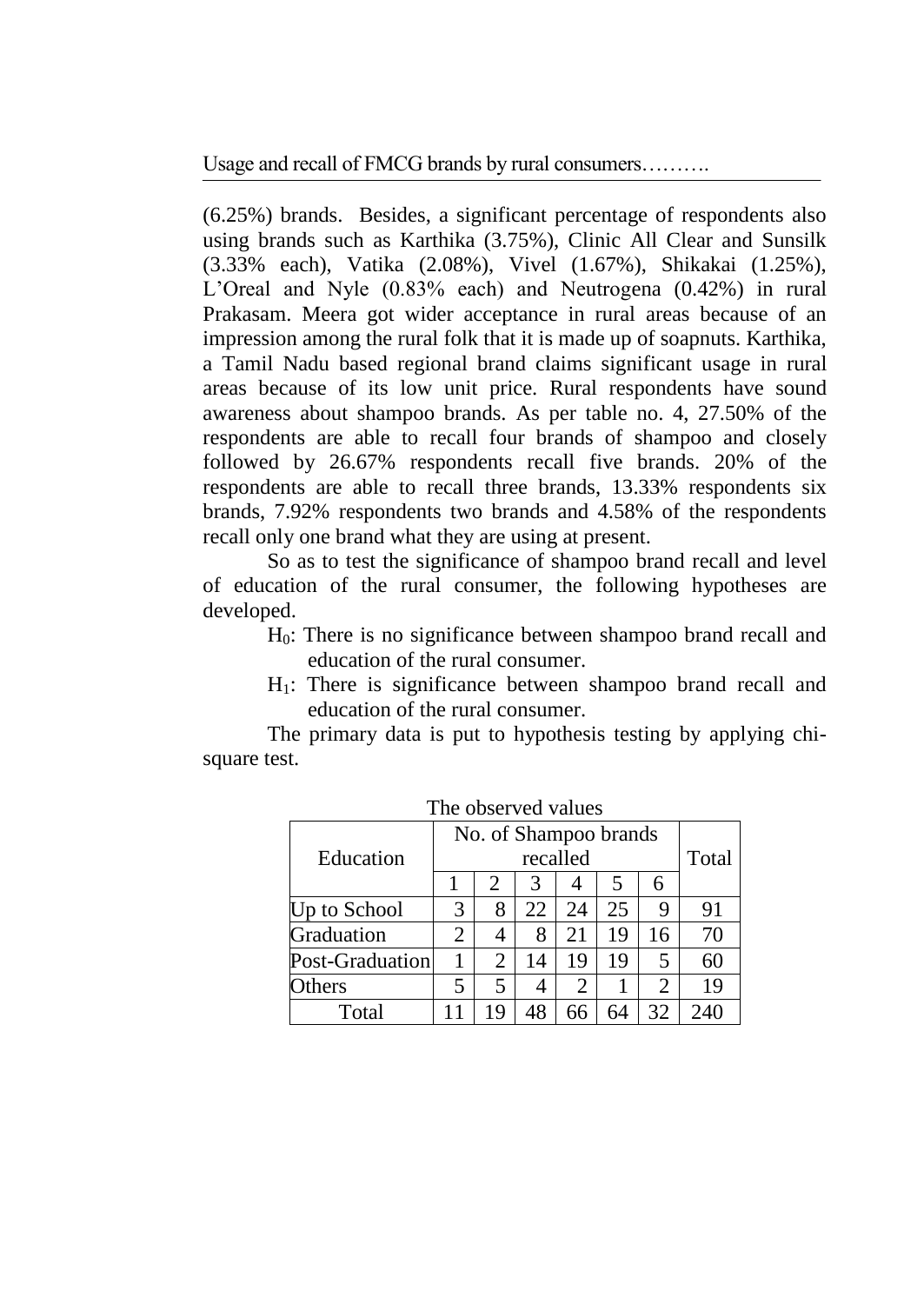(6.25%) brands. Besides, a significant percentage of respondents also using brands such as Karthika (3.75%), Clinic All Clear and Sunsilk (3.33% each), Vatika (2.08%), Vivel (1.67%), Shikakai (1.25%), L'Oreal and Nyle (0.83% each) and Neutrogena (0.42%) in rural Prakasam. Meera got wider acceptance in rural areas because of an impression among the rural folk that it is made up of soapnuts. Karthika, a Tamil Nadu based regional brand claims significant usage in rural areas because of its low unit price. Rural respondents have sound awareness about shampoo brands. As per table no. 4, 27.50% of the respondents are able to recall four brands of shampoo and closely followed by 26.67% respondents recall five brands. 20% of the respondents are able to recall three brands, 13.33% respondents six brands, 7.92% respondents two brands and 4.58% of the respondents recall only one brand what they are using at present.

So as to test the significance of shampoo brand recall and level of education of the rural consumer, the following hypotheses are developed.

- $H_0$: There is no significance between shampoo brand recall and education of the rural consumer.
- $H_1$: There is significance between shampoo brand recall and education of the rural consumer.

The primary data is put to hypothesis testing by applying chi-square test.

The observed values

| Education | No. of Shampoo brands recalled | | | | | | Total |
|---|---|---|---|---|---|---|---|
| | 1 | 2 | 3 | 4 | 5 | 6 | |
| Up to School | 3 | 8 | 22 | 24 | 25 | 9 | 91 |
| Graduation | 2 | 4 | 8 | 21 | 19 | 16 | 70 |
| Post-Graduation | 1 | 2 | 14 | 19 | 19 | 5 | 60 |
| Others | 5 | 5 | 4 | 2 | 1 | 2 | 19 |
| Total | 11 | 19 | 48 | 66 | 64 | 32 | 240 |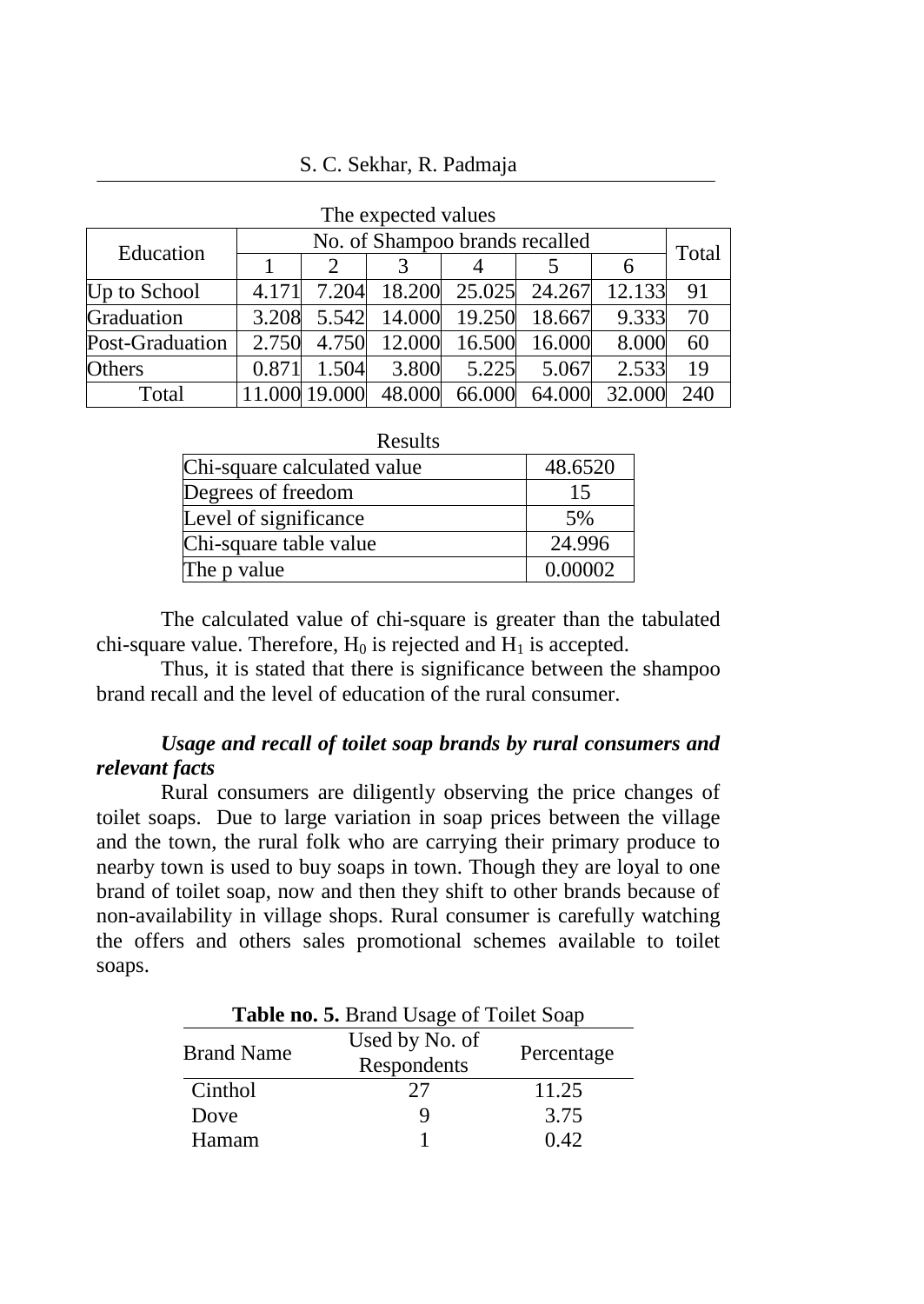The expected values

| Education | No. of Shampoo brands recalled | | | | | | Total |
|---|---|---|---|---|---|---|---|
| | 1 | 2 | 3 | 4 | 5 | 6 | |
| Up to School | 4.171 | 7.204 | 18.200 | 25.025 | 24.267 | 12.133 | 91 |
| Graduation | 3.208 | 5.542 | 14.000 | 19.250 | 18.667 | 9.333 | 70 |
| Post-Graduation | 2.750 | 4.750 | 12.000 | 16.500 | 16.000 | 8.000 | 60 |
| Others | 0.871 | 1.504 | 3.800 | 5.225 | 5.067 | 2.533 | 19 |
| Total | 11.000 | 19.000 | 48.000 | 66.000 | 64.000 | 32.000 | 240 |

Results

| | |
|---|---|
| Chi-square calculated value | 48.6520 |
| Degrees of freedom | 15 |
| Level of significance | 5% |
| Chi-square table value | 24.996 |
| The p value | 0.00002 |

The calculated value of chi-square is greater than the tabulated chi-square value. Therefore, $H_0$ is rejected and $H_1$ is accepted.

Thus, it is stated that there is significance between the shampoo brand recall and the level of education of the rural consumer.

***Usage and recall of toilet soap brands by rural consumers and relevant facts***

Rural consumers are diligently observing the price changes of toilet soaps. Due to large variation in soap prices between the village and the town, the rural folk who are carrying their primary produce to nearby town is used to buy soaps in town. Though they are loyal to one brand of toilet soap, now and then they shift to other brands because of non-availability in village shops. Rural consumer is carefully watching the offers and others sales promotional schemes available to toilet soaps.

**Table no. 5.** Brand Usage of Toilet Soap

| Brand Name | Used by No. of Respondents | Percentage |
|---|---|---|
| Cinthol | 27 | 11.25 |
| Dove | 9 | 3.75 |
| Hamam | 1 | 0.42 |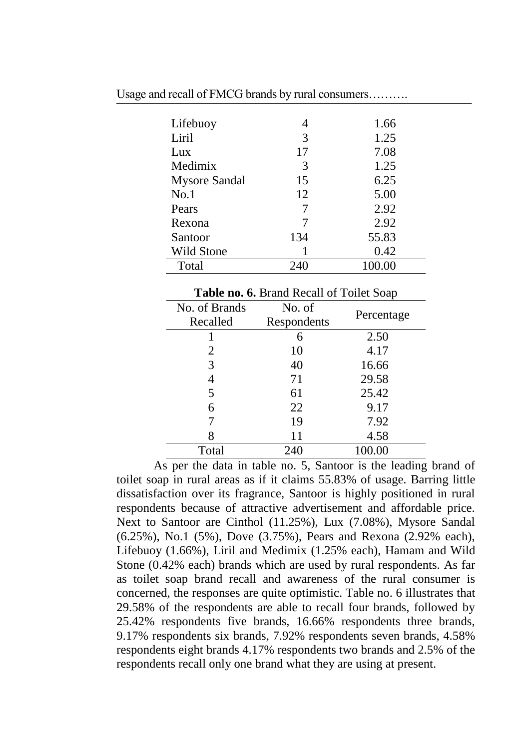| | | |
|---|---|---|
| Lifebuoy | 4 | 1.66 |
| Liril | 3 | 1.25 |
| Lux | 17 | 7.08 |
| Medimix | 3 | 1.25 |
| Mysore Sandal | 15 | 6.25 |
| No.1 | 12 | 5.00 |
| Pears | 7 | 2.92 |
| Rexona | 7 | 2.92 |
| Santoor | 134 | 55.83 |
| Wild Stone | 1 | 0.42 |
| Total | 240 | 100.00 |

**Table no. 6.** Brand Recall of Toilet Soap

| No. of Brands Recalled | No. of Respondents | Percentage |
|---|---|---|
| 1 | 6 | 2.50 |
| 2 | 10 | 4.17 |
| 3 | 40 | 16.66 |
| 4 | 71 | 29.58 |
| 5 | 61 | 25.42 |
| 6 | 22 | 9.17 |
| 7 | 19 | 7.92 |
| 8 | 11 | 4.58 |
| Total | 240 | 100.00 |

As per the data in table no. 5, Santoor is the leading brand of toilet soap in rural areas as if it claims 55.83% of usage. Barring little dissatisfaction over its fragrance, Santoor is highly positioned in rural respondents because of attractive advertisement and affordable price. Next to Santoor are Cinthol (11.25%), Lux (7.08%), Mysore Sandal (6.25%), No.1 (5%), Dove (3.75%), Pears and Rexona (2.92% each), Lifebuoy (1.66%), Liril and Medimix (1.25% each), Hamam and Wild Stone (0.42% each) brands which are used by rural respondents. As far as toilet soap brand recall and awareness of the rural consumer is concerned, the responses are quite optimistic. Table no. 6 illustrates that 29.58% of the respondents are able to recall four brands, followed by 25.42% respondents five brands, 16.66% respondents three brands, 9.17% respondents six brands, 7.92% respondents seven brands, 4.58% respondents eight brands 4.17% respondents two brands and 2.5% of the respondents recall only one brand what they are using at present.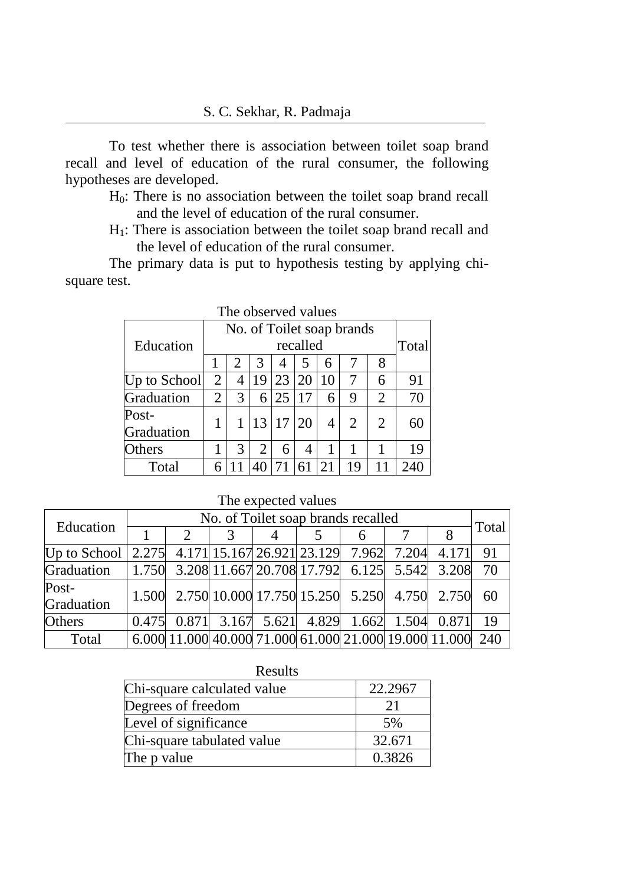To test whether there is association between toilet soap brand recall and level of education of the rural consumer, the following hypotheses are developed.

$H_0$: There is no association between the toilet soap brand recall and the level of education of the rural consumer.

$H_1$: There is association between the toilet soap brand recall and the level of education of the rural consumer.

The primary data is put to hypothesis testing by applying chi-square test.

The observed values

| Education | No. of Toilet soap brands recalled | | | | | | | | Total |
|---|---|---|---|---|---|---|---|---|---|
| | 1 | 2 | 3 | 4 | 5 | 6 | 7 | 8 | |
| Up to School | 2 | 4 | 19 | 23 | 20 | 10 | 7 | 6 | 91 |
| Graduation | 2 | 3 | 6 | 25 | 17 | 6 | 9 | 2 | 70 |
| Post-Graduation | 1 | 1 | 13 | 17 | 20 | 4 | 2 | 2 | 60 |
| Others | 1 | 3 | 2 | 6 | 4 | 1 | 1 | 1 | 19 |
| Total | 6 | 11 | 40 | 71 | 61 | 21 | 19 | 11 | 240 |

The expected values

| Education | No. of Toilet soap brands recalled | | | | | | | | Total |
|---|---|---|---|---|---|---|---|---|---|
| | 1 | 2 | 3 | 4 | 5 | 6 | 7 | 8 | |
| Up to School | 2.275 | 4.171 | 15.167 | 26.921 | 23.129 | 7.962 | 7.204 | 4.171 | 91 |
| Graduation | 1.750 | 3.208 | 11.667 | 20.708 | 17.792 | 6.125 | 5.542 | 3.208 | 70 |
| Post-Graduation | 1.500 | 2.750 | 10.000 | 17.750 | 15.250 | 5.250 | 4.750 | 2.750 | 60 |
| Others | 0.475 | 0.871 | 3.167 | 5.621 | 4.829 | 1.662 | 1.504 | 0.871 | 19 |
| Total | 6.000 | 11.000 | 40.000 | 71.000 | 61.000 | 21.000 | 19.000 | 11.000 | 240 |

Results

| | |
|---|---|
| Chi-square calculated value | 22.2967 |
| Degrees of freedom | 21 |
| Level of significance | 5% |
| Chi-square tabulated value | 32.671 |
| The p value | 0.3826 |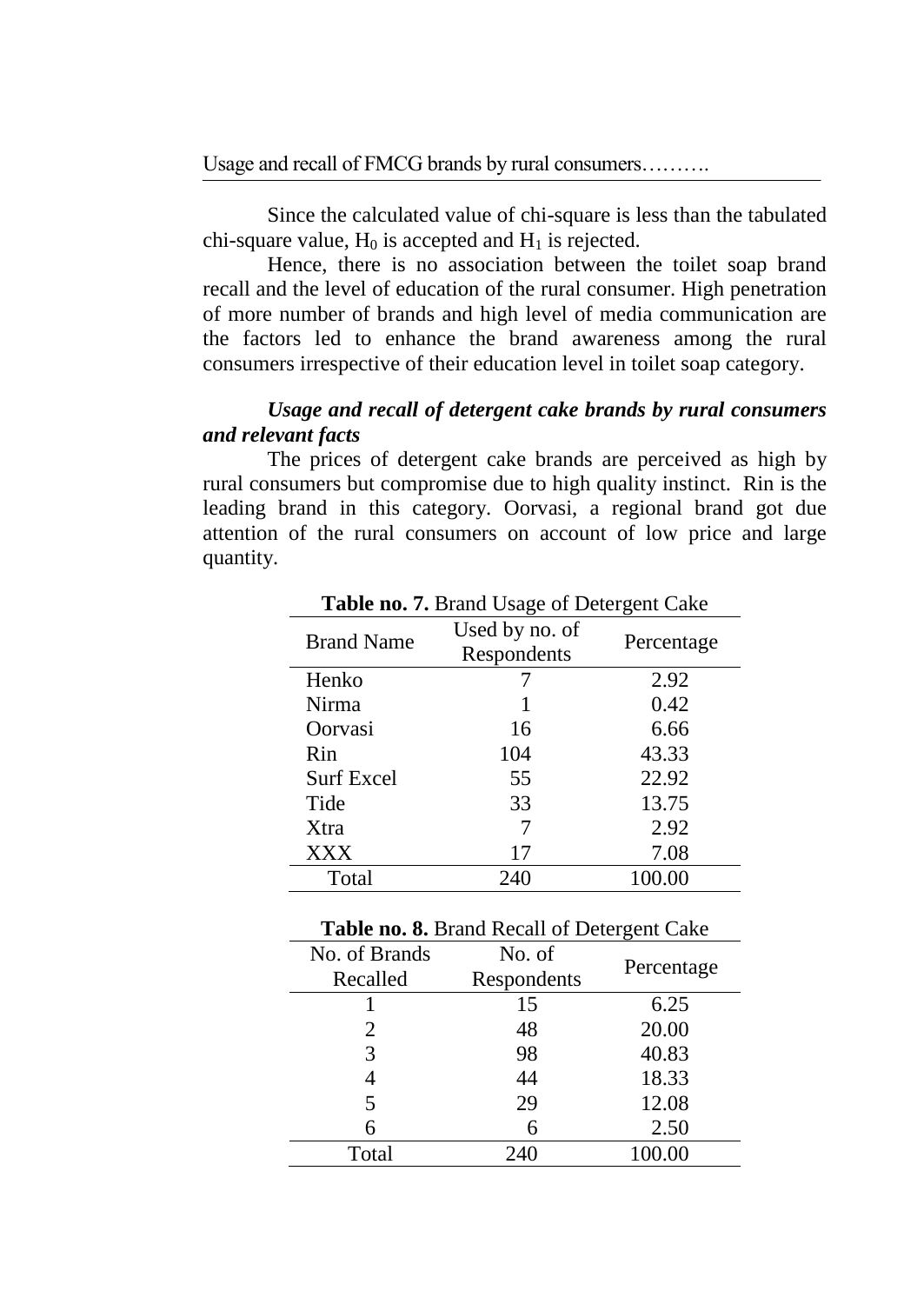Since the calculated value of chi-square is less than the tabulated chi-square value, $H_0$ is accepted and $H_1$ is rejected.

Hence, there is no association between the toilet soap brand recall and the level of education of the rural consumer. High penetration of more number of brands and high level of media communication are the factors led to enhance the brand awareness among the rural consumers irrespective of their education level in toilet soap category.

***Usage and recall of detergent cake brands by rural consumers and relevant facts***

The prices of detergent cake brands are perceived as high by rural consumers but compromise due to high quality instinct. Rin is the leading brand in this category. Oorvasi, a regional brand got due attention of the rural consumers on account of low price and large quantity.

**Table no. 7.** Brand Usage of Detergent Cake

| Brand Name | Used by no. of Respondents | Percentage |
|---|---|---|
| Henko | 7 | 2.92 |
| Nirma | 1 | 0.42 |
| Oorvasi | 16 | 6.66 |
| Rin | 104 | 43.33 |
| Surf Excel | 55 | 22.92 |
| Tide | 33 | 13.75 |
| Xtra | 7 | 2.92 |
| XXX | 17 | 7.08 |
| Total | 240 | 100.00 |

**Table no. 8.** Brand Recall of Detergent Cake

| No. of Brands Recalled | No. of Respondents | Percentage |
|---|---|---|
| 1 | 15 | 6.25 |
| 2 | 48 | 20.00 |
| 3 | 98 | 40.83 |
| 4 | 44 | 18.33 |
| 5 | 29 | 12.08 |
| 6 | 6 | 2.50 |
| Total | 240 | 100.00 |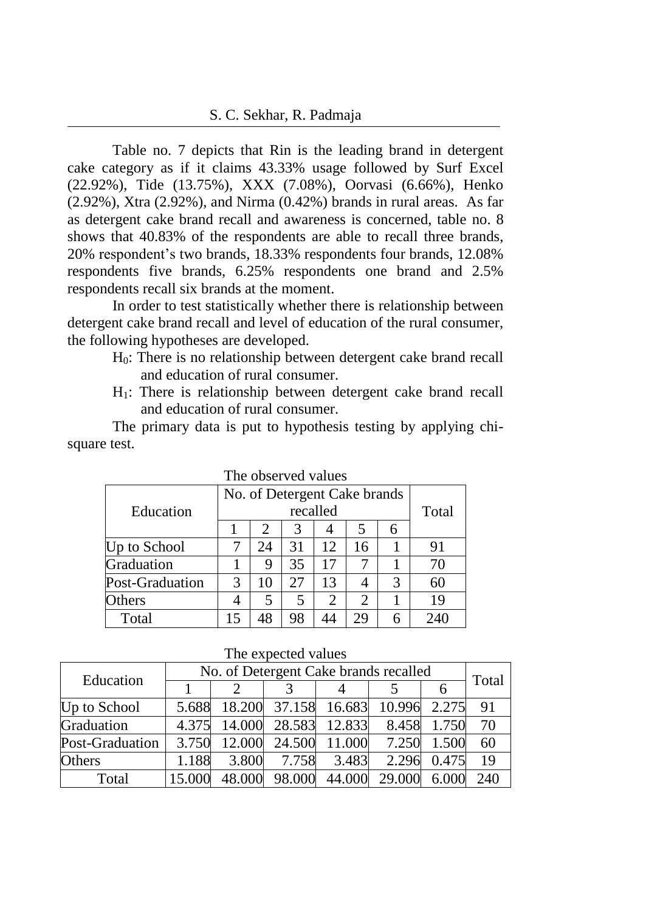Table no. 7 depicts that Rin is the leading brand in detergent cake category as if it claims 43.33% usage followed by Surf Excel (22.92%), Tide (13.75%), XXX (7.08%), Oorvasi (6.66%), Henko (2.92%), Xtra (2.92%), and Nirma (0.42%) brands in rural areas. As far as detergent cake brand recall and awareness is concerned, table no. 8 shows that 40.83% of the respondents are able to recall three brands, 20% respondent's two brands, 18.33% respondents four brands, 12.08% respondents five brands, 6.25% respondents one brand and 2.5% respondents recall six brands at the moment.

In order to test statistically whether there is relationship between detergent cake brand recall and level of education of the rural consumer, the following hypotheses are developed.

$H_0$: There is no relationship between detergent cake brand recall and education of rural consumer.

$H_1$: There is relationship between detergent cake brand recall and education of rural consumer.

The primary data is put to hypothesis testing by applying chi-square test.

The observed values

| Education | No. of Detergent Cake brands recalled | | | | | | Total |
|---|---|---|---|---|---|---|---|
| | 1 | 2 | 3 | 4 | 5 | 6 | |
| Up to School | 7 | 24 | 31 | 12 | 16 | 1 | 91 |
| Graduation | 1 | 9 | 35 | 17 | 7 | 1 | 70 |
| Post-Graduation | 3 | 10 | 27 | 13 | 4 | 3 | 60 |
| Others | 4 | 5 | 5 | 2 | 2 | 1 | 19 |
| Total | 15 | 48 | 98 | 44 | 29 | 6 | 240 |

The expected values

| Education | No. of Detergent Cake brands recalled | | | | | | Total |
|---|---|---|---|---|---|---|---|
| | 1 | 2 | 3 | 4 | 5 | 6 | |
| Up to School | 5.688 | 18.200 | 37.158 | 16.683 | 10.996 | 2.275 | 91 |
| Graduation | 4.375 | 14.000 | 28.583 | 12.833 | 8.458 | 1.750 | 70 |
| Post-Graduation | 3.750 | 12.000 | 24.500 | 11.000 | 7.250 | 1.500 | 60 |
| Others | 1.188 | 3.800 | 7.758 | 3.483 | 2.296 | 0.475 | 19 |
| Total | 15.000 | 48.000 | 98.000 | 44.000 | 29.000 | 6.000 | 240 |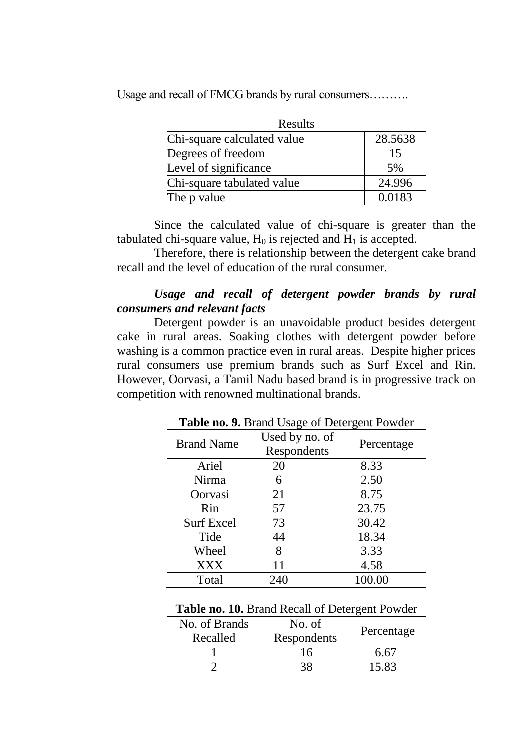| Results | |
|---|---|
| Chi-square calculated value | 28.5638 |
| Degrees of freedom | 15 |
| Level of significance | 5% |
| Chi-square tabulated value | 24.996 |
| The p value | 0.0183 |

Since the calculated value of chi-square is greater than the tabulated chi-square value, $H_0$ is rejected and $H_1$ is accepted.

Therefore, there is relationship between the detergent cake brand recall and the level of education of the rural consumer.

***Usage and recall of detergent powder brands by rural consumers and relevant facts***

Detergent powder is an unavoidable product besides detergent cake in rural areas. Soaking clothes with detergent powder before washing is a common practice even in rural areas. Despite higher prices rural consumers use premium brands such as Surf Excel and Rin. However, Oorvasi, a Tamil Nadu based brand is in progressive track on competition with renowned multinational brands.

**Table no. 9.** Brand Usage of Detergent Powder

| Brand Name | Used by no. of Respondents | Percentage |
|---|---|---|
| Ariel | 20 | 8.33 |
| Nirma | 6 | 2.50 |
| Oorvasi | 21 | 8.75 |
| Rin | 57 | 23.75 |
| Surf Excel | 73 | 30.42 |
| Tide | 44 | 18.34 |
| Wheel | 8 | 3.33 |
| XXX | 11 | 4.58 |
| Total | 240 | 100.00 |

**Table no. 10.** Brand Recall of Detergent Powder

| No. of Brands Recalled | No. of Respondents | Percentage |
|---|---|---|
| 1 | 16 | 6.67 |
| 2 | 38 | 15.83 |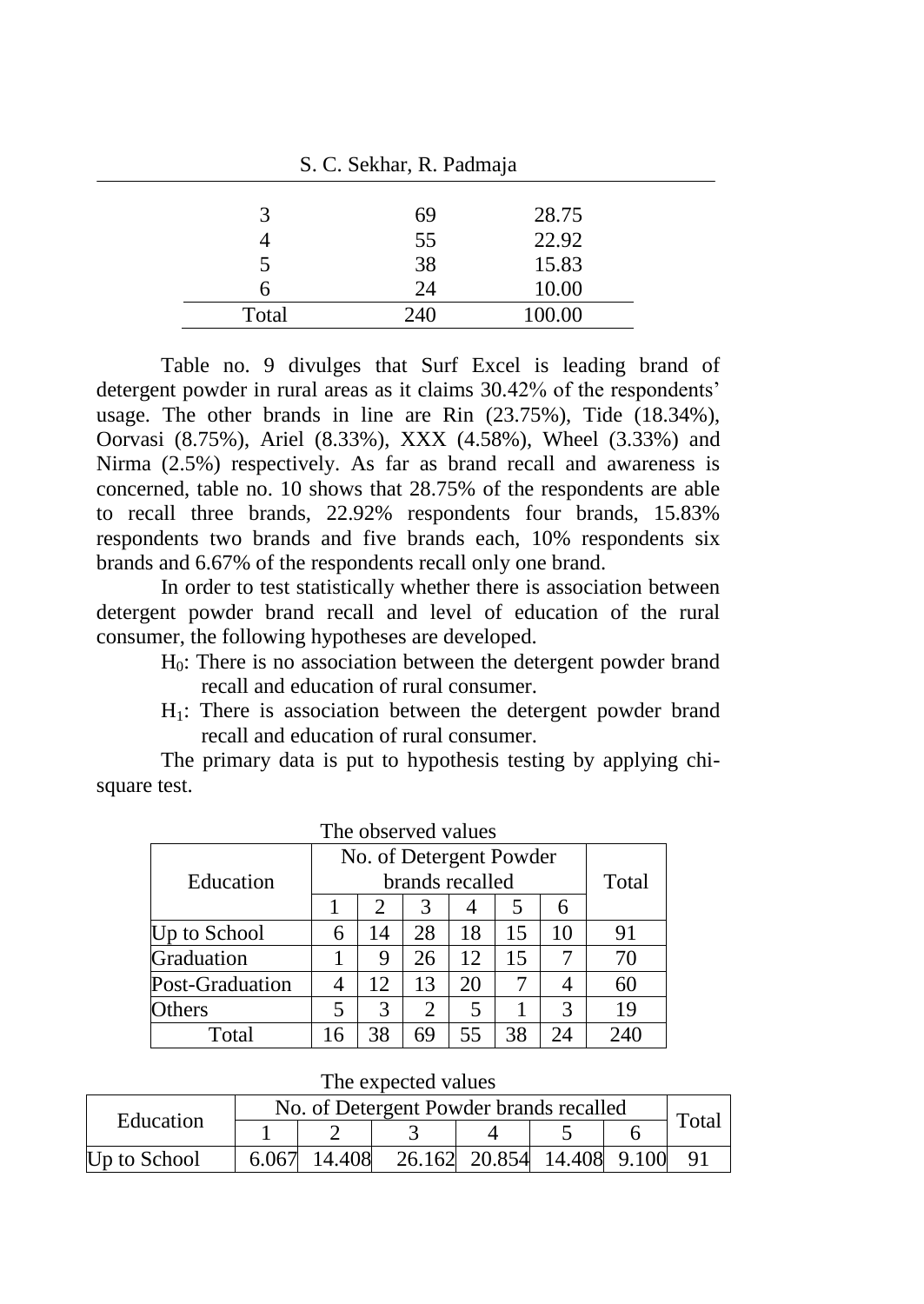| 3 | 69 | 28.75 |
|---|---|---|
| 4 | 55 | 22.92 |
| 5 | 38 | 15.83 |
| 6 | 24 | 10.00 |
| Total | 240 | 100.00 |

Table no. 9 divulges that Surf Excel is leading brand of detergent powder in rural areas as it claims 30.42% of the respondents' usage. The other brands in line are Rin (23.75%), Tide (18.34%), Oorvasi (8.75%), Ariel (8.33%), XXX (4.58%), Wheel (3.33%) and Nirma (2.5%) respectively. As far as brand recall and awareness is concerned, table no. 10 shows that 28.75% of the respondents are able to recall three brands, 22.92% respondents four brands, 15.83% respondents two brands and five brands each, 10% respondents six brands and 6.67% of the respondents recall only one brand.

In order to test statistically whether there is association between detergent powder brand recall and level of education of the rural consumer, the following hypotheses are developed.

$H_0$: There is no association between the detergent powder brand recall and education of rural consumer.

$H_1$: There is association between the detergent powder brand recall and education of rural consumer.

The primary data is put to hypothesis testing by applying chi-square test.

The observed values

| Education | No. of Detergent Powder brands recalled | | | | | | Total |
|---|---|---|---|---|---|---|---|
| | 1 | 2 | 3 | 4 | 5 | 6 | |
| Up to School | 6 | 14 | 28 | 18 | 15 | 10 | 91 |
| Graduation | 1 | 9 | 26 | 12 | 15 | 7 | 70 |
| Post-Graduation | 4 | 12 | 13 | 20 | 7 | 4 | 60 |
| Others | 5 | 3 | 2 | 5 | 1 | 3 | 19 |
| Total | 16 | 38 | 69 | 55 | 38 | 24 | 240 |

The expected values

| Education | No. of Detergent Powder brands recalled | | | | | | Total |
|---|---|---|---|---|---|---|---|
| | 1 | 2 | 3 | 4 | 5 | 6 | |
| Up to School | 6.067 | 14.408 | 26.162 | 20.854 | 14.408 | 9.100 | 91 |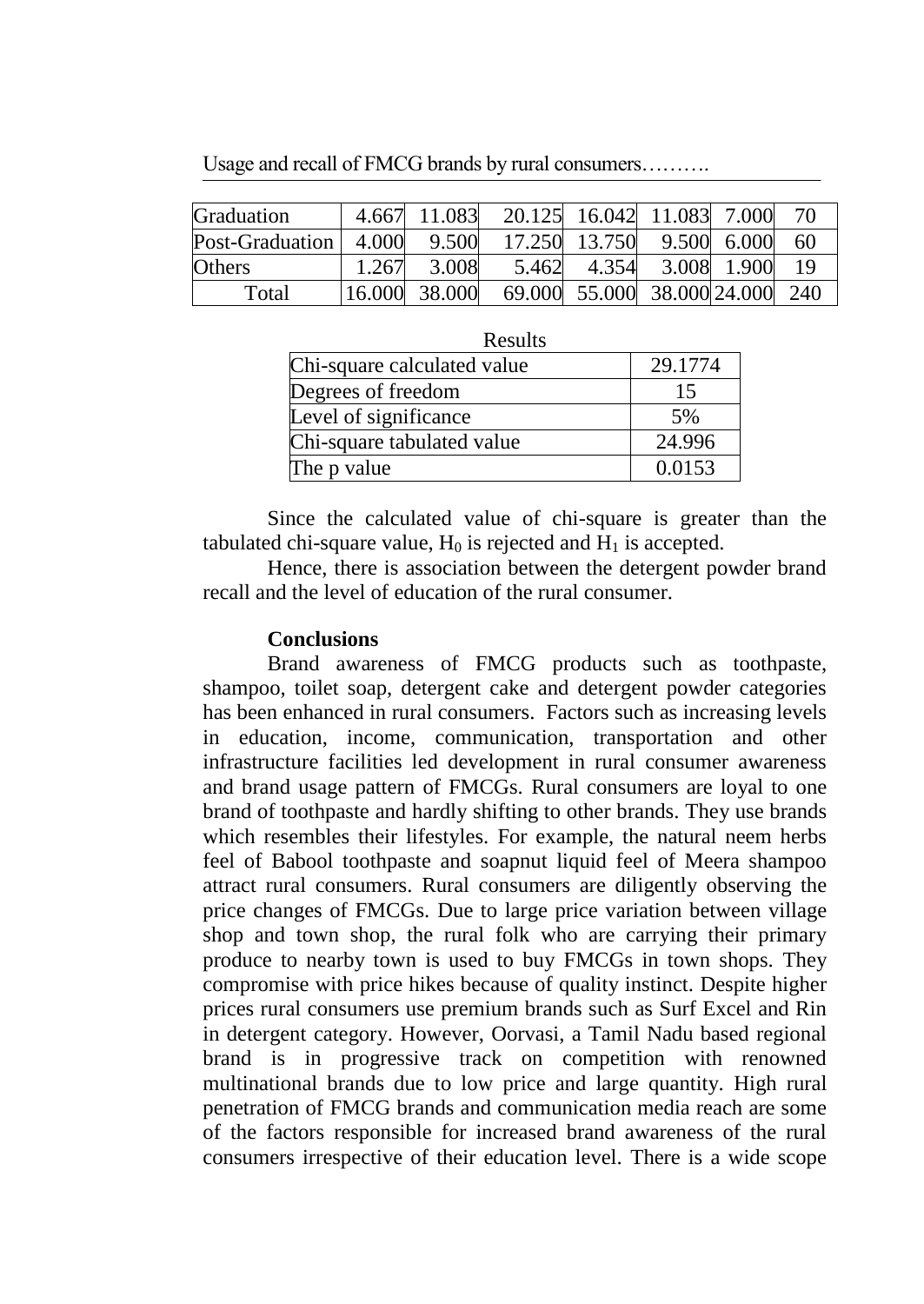| Graduation | 4.667 | 11.083 | 20.125 | 16.042 | 11.083 | 7.000 | 70 |
|---|---|---|---|---|---|---|---|
| Post-Graduation | 4.000 | 9.500 | 17.250 | 13.750 | 9.500 | 6.000 | 60 |
| Others | 1.267 | 3.008 | 5.462 | 4.354 | 3.008 | 1.900 | 19 |
| Total | 16.000 | 38.000 | 69.000 | 55.000 | 38.000 | 24.000 | 240 |

Results

| Chi-square calculated value | 29.1774 |
|---|---|
| Degrees of freedom | 15 |
| Level of significance | 5% |
| Chi-square tabulated value | 24.996 |
| The p value | 0.0153 |

Since the calculated value of chi-square is greater than the tabulated chi-square value, $H_0$ is rejected and $H_1$ is accepted.

Hence, there is association between the detergent powder brand recall and the level of education of the rural consumer.

**Conclusions**

Brand awareness of FMCG products such as toothpaste, shampoo, toilet soap, detergent cake and detergent powder categories has been enhanced in rural consumers. Factors such as increasing levels in education, income, communication, transportation and other infrastructure facilities led development in rural consumer awareness and brand usage pattern of FMCGs. Rural consumers are loyal to one brand of toothpaste and hardly shifting to other brands. They use brands which resembles their lifestyles. For example, the natural neem herbs feel of Babool toothpaste and soapnut liquid feel of Meera shampoo attract rural consumers. Rural consumers are diligently observing the price changes of FMCGs. Due to large price variation between village shop and town shop, the rural folk who are carrying their primary produce to nearby town is used to buy FMCGs in town shops. They compromise with price hikes because of quality instinct. Despite higher prices rural consumers use premium brands such as Surf Excel and Rin in detergent category. However, Oorvasi, a Tamil Nadu based regional brand is in progressive track on competition with renowned multinational brands due to low price and large quantity. High rural penetration of FMCG brands and communication media reach are some of the factors responsible for increased brand awareness of the rural consumers irrespective of their education level. There is a wide scope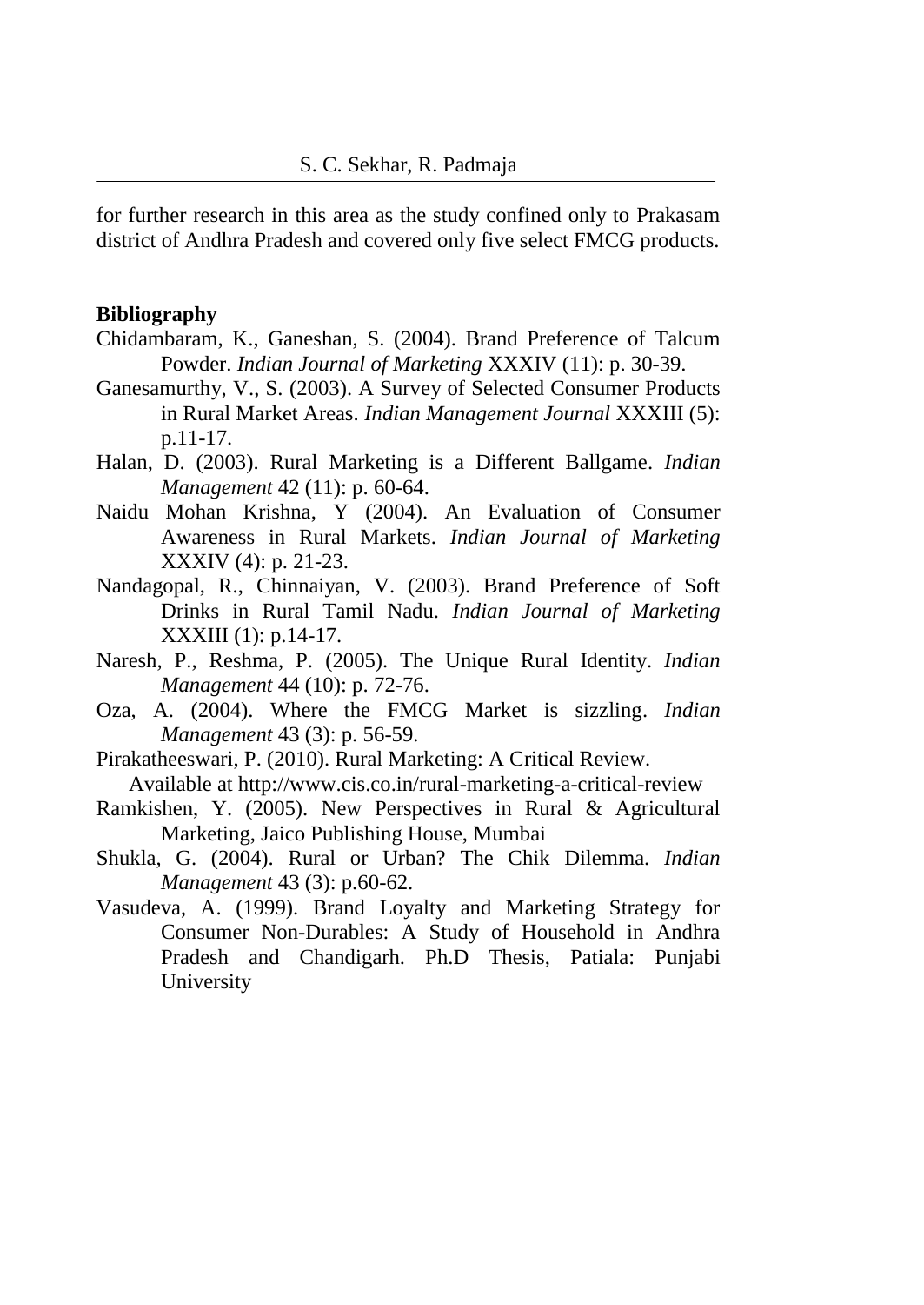for further research in this area as the study confined only to Prakasam district of Andhra Pradesh and covered only five select FMCG products.

**Bibliography**

Chidambaram, K., Ganeshan, S. (2004). Brand Preference of Talcum Powder. *Indian Journal of Marketing* XXXIV (11): p. 30-39.

Ganesamurthy, V., S. (2003). A Survey of Selected Consumer Products in Rural Market Areas. *Indian Management Journal* XXXIII (5): p.11-17.

Halan, D. (2003). Rural Marketing is a Different Ballgame. *Indian Management* 42 (11): p. 60-64.

Naidu Mohan Krishna, Y (2004). An Evaluation of Consumer Awareness in Rural Markets. *Indian Journal of Marketing* XXXIV (4): p. 21-23.

Nandagopal, R., Chinnaiyan, V. (2003). Brand Preference of Soft Drinks in Rural Tamil Nadu. *Indian Journal of Marketing* XXXIII (1): p.14-17.

Naresh, P., Reshma, P. (2005). The Unique Rural Identity. *Indian Management* 44 (10): p. 72-76.

Oza, A. (2004). Where the FMCG Market is sizzling. *Indian Management* 43 (3): p. 56-59.

Pirakatheeswari, P. (2010). Rural Marketing: A Critical Review. Available at http://www.cis.co.in/rural-marketing-a-critical-review

Ramkishen, Y. (2005). New Perspectives in Rural & Agricultural Marketing, Jaico Publishing House, Mumbai

Shukla, G. (2004). Rural or Urban? The Chik Dilemma. *Indian Management* 43 (3): p.60-62.

Vasudeva, A. (1999). Brand Loyalty and Marketing Strategy for Consumer Non-Durables: A Study of Household in Andhra Pradesh and Chandigarh. Ph.D Thesis, Patiala: Punjabi University